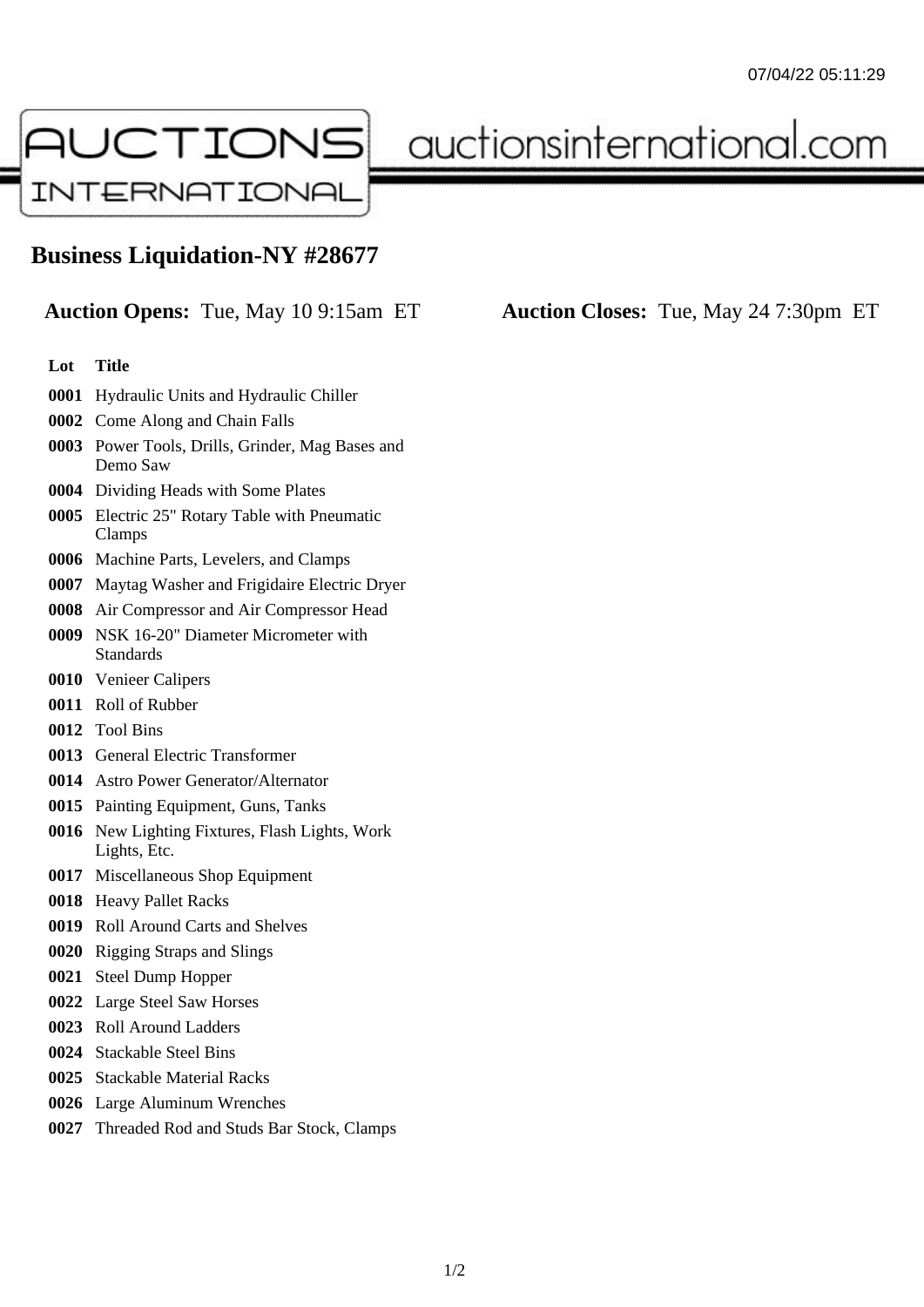# Business Liquidation-NY #28677

**Auction Opens:** Tue, May 10 9:15am ET **Auction Closes:** Tue, May 24 7:30pm ET

| Lot | Title |
|---|---|
| 0001 | Hydraulic Units and Hydraulic Chiller |
| 0002 | Come Along and Chain Falls |
| 0003 | Power Tools, Drills, Grinder, Mag Bases and Demo Saw |
| 0004 | Dividing Heads with Some Plates |
| 0005 | Electric 25" Rotary Table with Pneumatic Clamps |
| 0006 | Machine Parts, Levelers, and Clamps |
| 0007 | Maytag Washer and Frigidaire Electric Dryer |
| 0008 | Air Compressor and Air Compressor Head |
| 0009 | NSK 16-20" Diameter Micrometer with Standards |
| 0010 | Venieer Calipers |
| 0011 | Roll of Rubber |
| 0012 | Tool Bins |
| 0013 | General Electric Transformer |
| 0014 | Astro Power Generator/Alternator |
| 0015 | Painting Equipment, Guns, Tanks |
| 0016 | New Lighting Fixtures, Flash Lights, Work Lights, Etc. |
| 0017 | Miscellaneous Shop Equipment |
| 0018 | Heavy Pallet Racks |
| 0019 | Roll Around Carts and Shelves |
| 0020 | Rigging Straps and Slings |
| 0021 | Steel Dump Hopper |
| 0022 | Large Steel Saw Horses |
| 0023 | Roll Around Ladders |
| 0024 | Stackable Steel Bins |
| 0025 | Stackable Material Racks |
| 0026 | Large Aluminum Wrenches |
| 0027 | Threaded Rod and Studs Bar Stock, Clamps |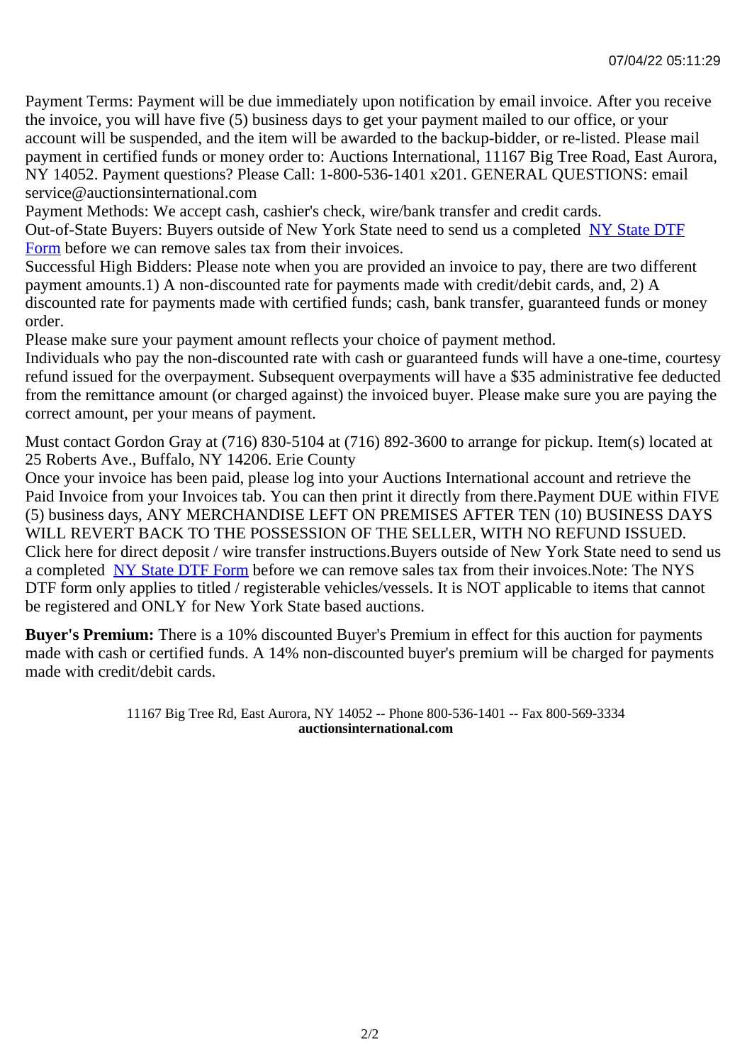Payment Terms: Payment will be due immediately upon notification by email invoice. After you receive the invoice, you will have five (5) business days to get your payment mailed to our office, or your account will be suspended, and the item will be awarded to the backup-bidder, or re-listed. Please mail payment in certified funds or money order to: Auctions International, 11167 Big Tree Road, East Aurora, NY 14052. Payment questions? Please Call: 1-800-536-1401 x201. GENERAL QUESTIONS: email service@auctionsinternational.com

Payment Methods: We accept cash, cashier's check, wire/bank transfer and credit cards.

Out-of-State Buyers: Buyers outside of New York State need to send us a completed NY State DTF Form before we can remove sales tax from their invoices.

Successful High Bidders: Please note when you are provided an invoice to pay, there are two different payment amounts.1) A non-discounted rate for payments made with credit/debit cards, and, 2) A discounted rate for payments made with certified funds; cash, bank transfer, guaranteed funds or money order.

Please make sure your payment amount reflects your choice of payment method.

Individuals who pay the non-discounted rate with cash or guaranteed funds will have a one-time, courtesy refund issued for the overpayment. Subsequent overpayments will have a $35 administrative fee deducted from the remittance amount (or charged against) the invoiced buyer. Please make sure you are paying the correct amount, per your means of payment.

Must contact Gordon Gray at (716) 830-5104 at (716) 892-3600 to arrange for pickup. Item(s) located at 25 Roberts Ave., Buffalo, NY 14206. Erie County

Once your invoice has been paid, please log into your Auctions International account and retrieve the Paid Invoice from your Invoices tab. You can then print it directly from there.Payment DUE within FIVE (5) business days, ANY MERCHANDISE LEFT ON PREMISES AFTER TEN (10) BUSINESS DAYS WILL REVERT BACK TO THE POSSESSION OF THE SELLER, WITH NO REFUND ISSUED. Click here for direct deposit / wire transfer instructions.Buyers outside of New York State need to send us a completed NY State DTF Form before we can remove sales tax from their invoices.Note: The NYS DTF form only applies to titled / registerable vehicles/vessels. It is NOT applicable to items that cannot be registered and ONLY for New York State based auctions.

**Buyer's Premium:** There is a 10% discounted Buyer's Premium in effect for this auction for payments made with cash or certified funds. A 14% non-discounted buyer's premium will be charged for payments made with credit/debit cards.